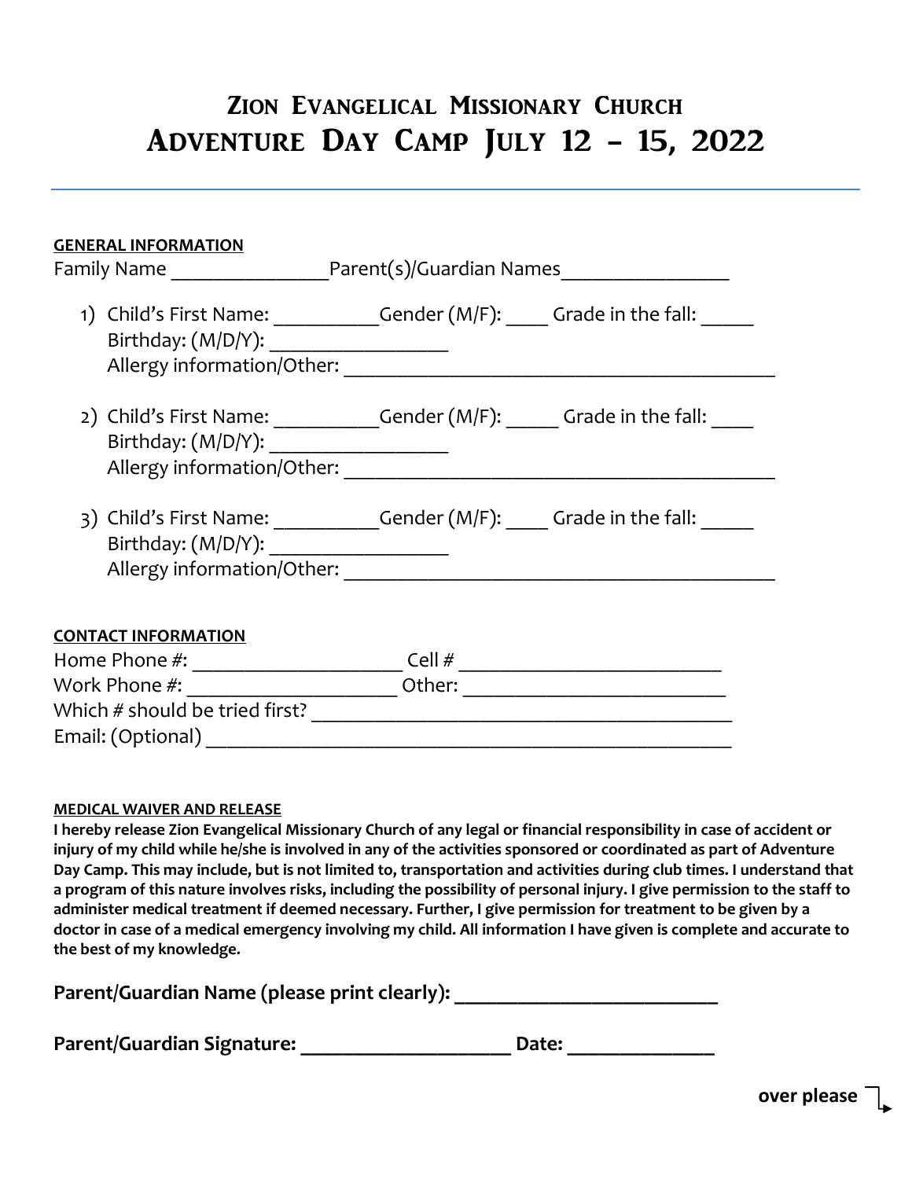# Zion Evangelical Missionary Church
# Adventure Day Camp July 12 – 15, 2022

---

**GENERAL INFORMATION**

Family Name _______________Parent(s)/Guardian Names________________

1) Child's First Name: __________Gender (M/F): ____ Grade in the fall: _____
   Birthday: (M/D/Y): _________________
   Allergy information/Other: __________________________________________

2) Child's First Name: __________Gender (M/F): _____ Grade in the fall: ____
   Birthday: (M/D/Y): _________________
   Allergy information/Other: __________________________________________

3) Child's First Name: __________Gender (M/F): ____ Grade in the fall: _____
   Birthday: (M/D/Y): _________________
   Allergy information/Other: __________________________________________

**CONTACT INFORMATION**

Home Phone #: ____________________ Cell # _________________________
Work Phone #: ____________________ Other: _________________________
Which # should be tried first? ________________________________________
Email: (Optional) _____________________________________________________

**MEDICAL WAIVER AND RELEASE**

**I hereby release Zion Evangelical Missionary Church of any legal or financial responsibility in case of accident or injury of my child while he/she is involved in any of the activities sponsored or coordinated as part of Adventure Day Camp. This may include, but is not limited to, transportation and activities during club times. I understand that a program of this nature involves risks, including the possibility of personal injury. I give permission to the staff to administer medical treatment if deemed necessary. Further, I give permission for treatment to be given by a doctor in case of a medical emergency involving my child. All information I have given is complete and accurate to the best of my knowledge.**

**Parent/Guardian Name (please print clearly): ________________________**

**Parent/Guardian Signature: ____________________ Date: ______________**

**over please**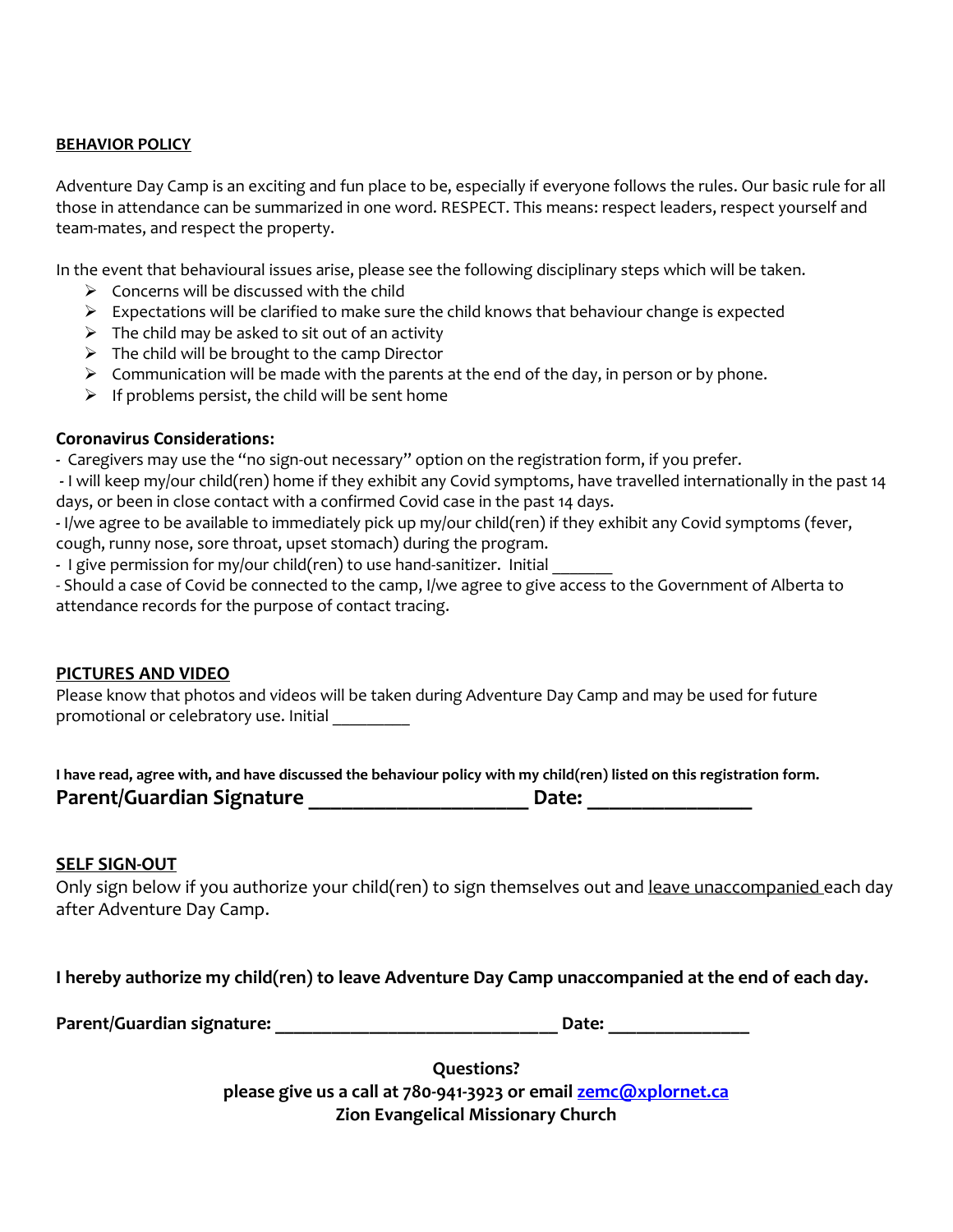**BEHAVIOR POLICY**

Adventure Day Camp is an exciting and fun place to be, especially if everyone follows the rules. Our basic rule for all those in attendance can be summarized in one word. RESPECT. This means: respect leaders, respect yourself and team-mates, and respect the property.

In the event that behavioural issues arise, please see the following disciplinary steps which will be taken.

- Concerns will be discussed with the child
- Expectations will be clarified to make sure the child knows that behaviour change is expected
- The child may be asked to sit out of an activity
- The child will be brought to the camp Director
- Communication will be made with the parents at the end of the day, in person or by phone.
- If problems persist, the child will be sent home

**Coronavirus Considerations:**

- Caregivers may use the "no sign-out necessary" option on the registration form, if you prefer.
- I will keep my/our child(ren) home if they exhibit any Covid symptoms, have travelled internationally in the past 14 days, or been in close contact with a confirmed Covid case in the past 14 days.
- I/we agree to be available to immediately pick up my/our child(ren) if they exhibit any Covid symptoms (fever, cough, runny nose, sore throat, upset stomach) during the program.
- I give permission for my/our child(ren) to use hand-sanitizer. Initial _______
- Should a case of Covid be connected to the camp, I/we agree to give access to the Government of Alberta to attendance records for the purpose of contact tracing.

**PICTURES AND VIDEO**

Please know that photos and videos will be taken during Adventure Day Camp and may be used for future promotional or celebratory use. Initial _________

**I have read, agree with, and have discussed the behaviour policy with my child(ren) listed on this registration form.**

**Parent/Guardian Signature ____________________ Date: _______________**

**SELF SIGN-OUT**

Only sign below if you authorize your child(ren) to sign themselves out and leave unaccompanied each day after Adventure Day Camp.

**I hereby authorize my child(ren) to leave Adventure Day Camp unaccompanied at the end of each day.**

**Parent/Guardian signature: ______________________________ Date: _______________**

**Questions?**
**please give us a call at 780-941-3923 or email [zemc@xplornet.ca](mailto:zemc@xplornet.ca)**
**Zion Evangelical Missionary Church**